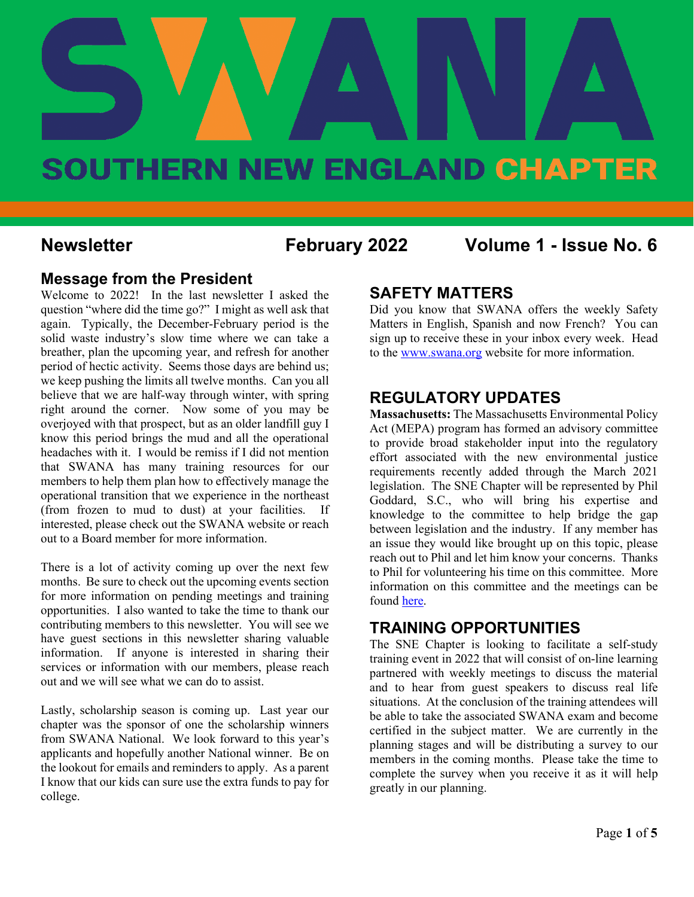# SWANA

## SOUTHERN NEW ENGLAND CHAPTER

**Newsletter** **February 2022** **Volume 1 - Issue No. 6**

## Message from the President

Welcome to 2022! In the last newsletter I asked the question "where did the time go?" I might as well ask that again. Typically, the December-February period is the solid waste industry's slow time where we can take a breather, plan the upcoming year, and refresh for another period of hectic activity. Seems those days are behind us; we keep pushing the limits all twelve months. Can you all believe that we are half-way through winter, with spring right around the corner. Now some of you may be overjoyed with that prospect, but as an older landfill guy I know this period brings the mud and all the operational headaches with it. I would be remiss if I did not mention that SWANA has many training resources for our members to help them plan how to effectively manage the operational transition that we experience in the northeast (from frozen to mud to dust) at your facilities. If interested, please check out the SWANA website or reach out to a Board member for more information.

There is a lot of activity coming up over the next few months. Be sure to check out the upcoming events section for more information on pending meetings and training opportunities. I also wanted to take the time to thank our contributing members to this newsletter. You will see we have guest sections in this newsletter sharing valuable information. If anyone is interested in sharing their services or information with our members, please reach out and we will see what we can do to assist.

Lastly, scholarship season is coming up. Last year our chapter was the sponsor of one the scholarship winners from SWANA National. We look forward to this year's applicants and hopefully another National winner. Be on the lookout for emails and reminders to apply. As a parent I know that our kids can sure use the extra funds to pay for college.

## SAFETY MATTERS

Did you know that SWANA offers the weekly Safety Matters in English, Spanish and now French? You can sign up to receive these in your inbox every week. Head to the www.swana.org website for more information.

## REGULATORY UPDATES

**Massachusetts:** The Massachusetts Environmental Policy Act (MEPA) program has formed an advisory committee to provide broad stakeholder input into the regulatory effort associated with the new environmental justice requirements recently added through the March 2021 legislation. The SNE Chapter will be represented by Phil Goddard, S.C., who will bring his expertise and knowledge to the committee to help bridge the gap between legislation and the industry. If any member has an issue they would like brought up on this topic, please reach out to Phil and let him know your concerns. Thanks to Phil for volunteering his time on this committee. More information on this committee and the meetings can be found here.

## TRAINING OPPORTUNITIES

The SNE Chapter is looking to facilitate a self-study training event in 2022 that will consist of on-line learning partnered with weekly meetings to discuss the material and to hear from guest speakers to discuss real life situations. At the conclusion of the training attendees will be able to take the associated SWANA exam and become certified in the subject matter. We are currently in the planning stages and will be distributing a survey to our members in the coming months. Please take the time to complete the survey when you receive it as it will help greatly in our planning.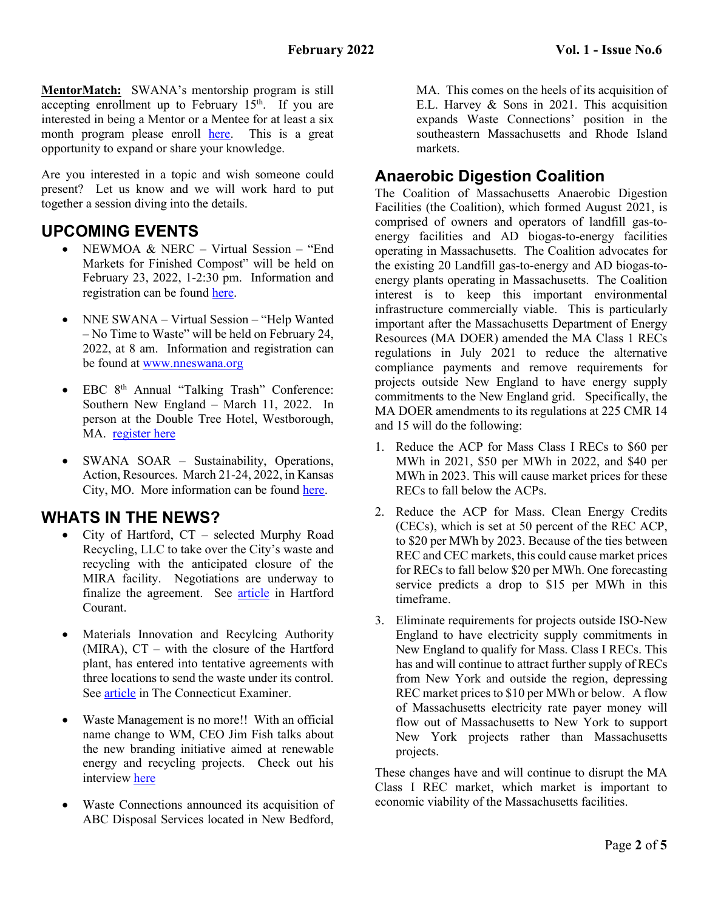**MentorMatch:** SWANA's mentorship program is still accepting enrollment up to February 15th. If you are interested in being a Mentor or a Mentee for at least a six month program please enroll here. This is a great opportunity to expand or share your knowledge.

Are you interested in a topic and wish someone could present? Let us know and we will work hard to put together a session diving into the details.

## UPCOMING EVENTS

- NEWMOA & NERC – Virtual Session – "End Markets for Finished Compost" will be held on February 23, 2022, 1-2:30 pm. Information and registration can be found here.
- NNE SWANA – Virtual Session – "Help Wanted – No Time to Waste" will be held on February 24, 2022, at 8 am. Information and registration can be found at www.nneswana.org
- EBC 8th Annual "Talking Trash" Conference: Southern New England – March 11, 2022. In person at the Double Tree Hotel, Westborough, MA. register here
- SWANA SOAR – Sustainability, Operations, Action, Resources. March 21-24, 2022, in Kansas City, MO. More information can be found here.

## WHATS IN THE NEWS?

- City of Hartford, CT – selected Murphy Road Recycling, LLC to take over the City's waste and recycling with the anticipated closure of the MIRA facility. Negotiations are underway to finalize the agreement. See article in Hartford Courant.
- Materials Innovation and Recylcing Authority (MIRA), CT – with the closure of the Hartford plant, has entered into tentative agreements with three locations to send the waste under its control. See article in The Connecticut Examiner.
- Waste Management is no more!! With an official name change to WM, CEO Jim Fish talks about the new branding initiative aimed at renewable energy and recycling projects. Check out his interview here
- Waste Connections announced its acquisition of ABC Disposal Services located in New Bedford, MA. This comes on the heels of its acquisition of E.L. Harvey & Sons in 2021. This acquisition expands Waste Connections' position in the southeastern Massachusetts and Rhode Island markets.

## Anaerobic Digestion Coalition

The Coalition of Massachusetts Anaerobic Digestion Facilities (the Coalition), which formed August 2021, is comprised of owners and operators of landfill gas-to-energy facilities and AD biogas-to-energy facilities operating in Massachusetts. The Coalition advocates for the existing 20 Landfill gas-to-energy and AD biogas-to-energy plants operating in Massachusetts. The Coalition interest is to keep this important environmental infrastructure commercially viable. This is particularly important after the Massachusetts Department of Energy Resources (MA DOER) amended the MA Class 1 RECs regulations in July 2021 to reduce the alternative compliance payments and remove requirements for projects outside New England to have energy supply commitments to the New England grid. Specifically, the MA DOER amendments to its regulations at 225 CMR 14 and 15 will do the following:

1. Reduce the ACP for Mass Class I RECs to $60 per MWh in 2021, $50 per MWh in 2022, and $40 per MWh in 2023. This will cause market prices for these RECs to fall below the ACPs.
2. Reduce the ACP for Mass. Clean Energy Credits (CECs), which is set at 50 percent of the REC ACP, to $20 per MWh by 2023. Because of the ties between REC and CEC markets, this could cause market prices for RECs to fall below $20 per MWh. One forecasting service predicts a drop to $15 per MWh in this timeframe.
3. Eliminate requirements for projects outside ISO-New England to have electricity supply commitments in New England to qualify for Mass. Class I RECs. This has and will continue to attract further supply of RECs from New York and outside the region, depressing REC market prices to $10 per MWh or below. A flow of Massachusetts electricity rate payer money will flow out of Massachusetts to New York to support New York projects rather than Massachusetts projects.

These changes have and will continue to disrupt the MA Class I REC market, which market is important to economic viability of the Massachusetts facilities.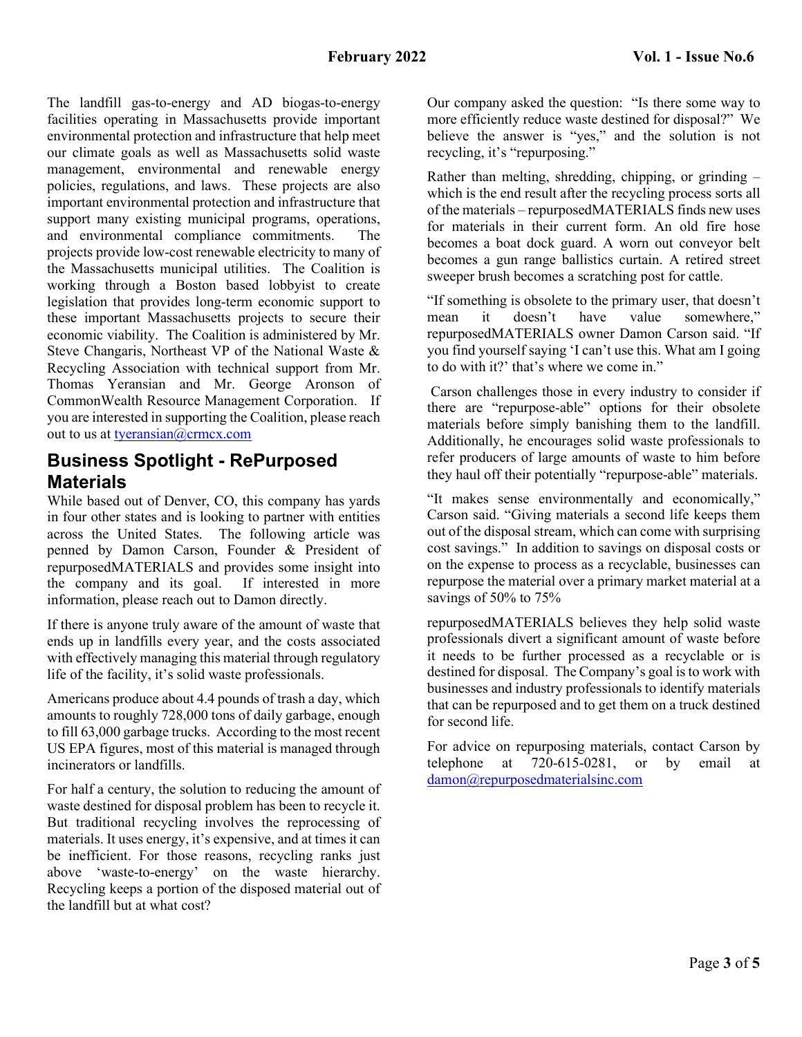The landfill gas-to-energy and AD biogas-to-energy facilities operating in Massachusetts provide important environmental protection and infrastructure that help meet our climate goals as well as Massachusetts solid waste management, environmental and renewable energy policies, regulations, and laws. These projects are also important environmental protection and infrastructure that support many existing municipal programs, operations, and environmental compliance commitments. The projects provide low-cost renewable electricity to many of the Massachusetts municipal utilities. The Coalition is working through a Boston based lobbyist to create legislation that provides long-term economic support to these important Massachusetts projects to secure their economic viability. The Coalition is administered by Mr. Steve Changaris, Northeast VP of the National Waste & Recycling Association with technical support from Mr. Thomas Yeransian and Mr. George Aronson of CommonWealth Resource Management Corporation. If you are interested in supporting the Coalition, please reach out to us at tyeransian@crmcx.com

## Business Spotlight - RePurposed Materials

While based out of Denver, CO, this company has yards in four other states and is looking to partner with entities across the United States. The following article was penned by Damon Carson, Founder & President of repurposedMATERIALS and provides some insight into the company and its goal. If interested in more information, please reach out to Damon directly.

If there is anyone truly aware of the amount of waste that ends up in landfills every year, and the costs associated with effectively managing this material through regulatory life of the facility, it's solid waste professionals.

Americans produce about 4.4 pounds of trash a day, which amounts to roughly 728,000 tons of daily garbage, enough to fill 63,000 garbage trucks. According to the most recent US EPA figures, most of this material is managed through incinerators or landfills.

For half a century, the solution to reducing the amount of waste destined for disposal problem has been to recycle it. But traditional recycling involves the reprocessing of materials. It uses energy, it's expensive, and at times it can be inefficient. For those reasons, recycling ranks just above 'waste-to-energy' on the waste hierarchy. Recycling keeps a portion of the disposed material out of the landfill but at what cost?

Our company asked the question: "Is there some way to more efficiently reduce waste destined for disposal?" We believe the answer is "yes," and the solution is not recycling, it's "repurposing."

Rather than melting, shredding, chipping, or grinding – which is the end result after the recycling process sorts all of the materials – repurposedMATERIALS finds new uses for materials in their current form. An old fire hose becomes a boat dock guard. A worn out conveyor belt becomes a gun range ballistics curtain. A retired street sweeper brush becomes a scratching post for cattle.

"If something is obsolete to the primary user, that doesn't mean it doesn't have value somewhere," repurposedMATERIALS owner Damon Carson said. "If you find yourself saying 'I can't use this. What am I going to do with it?' that's where we come in."

Carson challenges those in every industry to consider if there are "repurpose-able" options for their obsolete materials before simply banishing them to the landfill. Additionally, he encourages solid waste professionals to refer producers of large amounts of waste to him before they haul off their potentially "repurpose-able" materials.

"It makes sense environmentally and economically," Carson said. "Giving materials a second life keeps them out of the disposal stream, which can come with surprising cost savings." In addition to savings on disposal costs or on the expense to process as a recyclable, businesses can repurpose the material over a primary market material at a savings of 50% to 75%

repurposedMATERIALS believes they help solid waste professionals divert a significant amount of waste before it needs to be further processed as a recyclable or is destined for disposal. The Company's goal is to work with businesses and industry professionals to identify materials that can be repurposed and to get them on a truck destined for second life.

For advice on repurposing materials, contact Carson by telephone at 720-615-0281, or by email at damon@repurposedmaterialsinc.com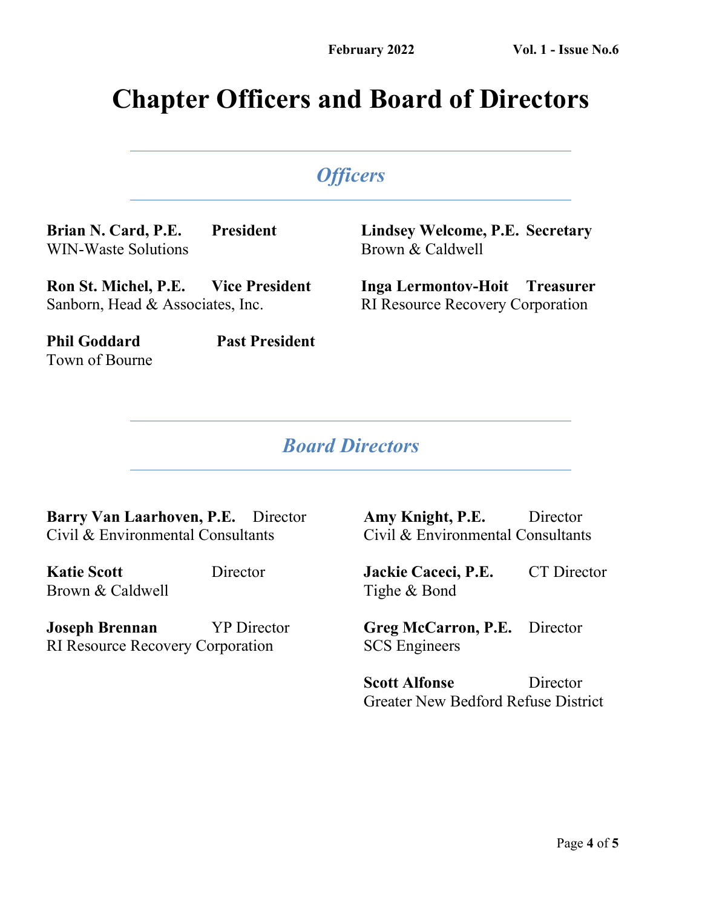# Chapter Officers and Board of Directors

## *Officers*

**Brian N. Card, P.E.** **President**
WIN-Waste Solutions

**Ron St. Michel, P.E.** **Vice President**
Sanborn, Head & Associates, Inc.

**Phil Goddard** **Past President**
Town of Bourne

**Lindsey Welcome, P.E.** **Secretary**
Brown & Caldwell

**Inga Lermontov-Hoit** **Treasurer**
RI Resource Recovery Corporation

## *Board Directors*

**Barry Van Laarhoven, P.E.** Director
Civil & Environmental Consultants

**Katie Scott** Director
Brown & Caldwell

**Joseph Brennan** YP Director
RI Resource Recovery Corporation

**Amy Knight, P.E.** Director
Civil & Environmental Consultants

**Jackie Caceci, P.E.** CT Director
Tighe & Bond

**Greg McCarron, P.E.** Director
SCS Engineers

**Scott Alfonse** Director
Greater New Bedford Refuse District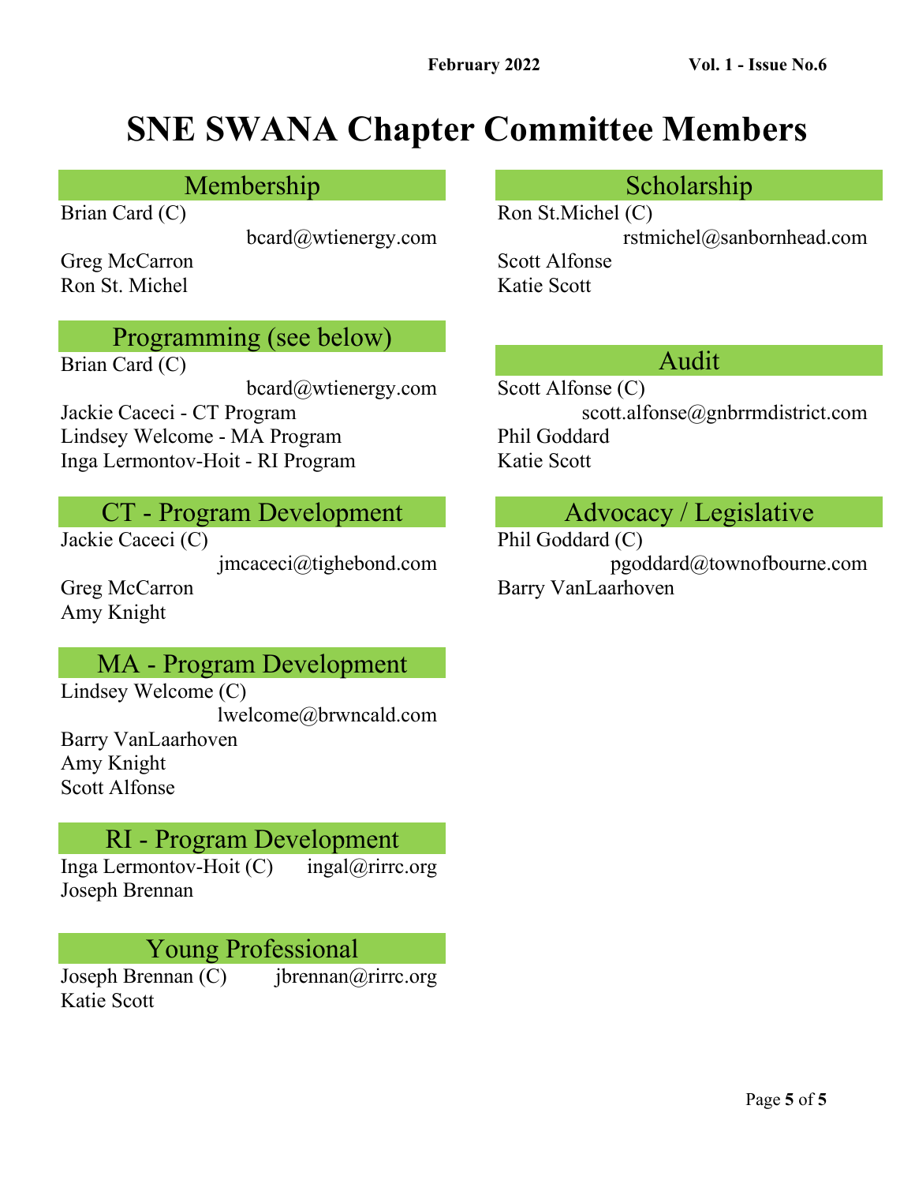# SNE SWANA Chapter Committee Members

## Membership

Brian Card (C) bcard@wtienergy.com
Greg McCarron
Ron St. Michel

## Programming (see below)

Brian Card (C) bcard@wtienergy.com
Jackie Caceci - CT Program
Lindsey Welcome - MA Program
Inga Lermontov-Hoit - RI Program

## CT - Program Development

Jackie Caceci (C) jmcaceci@tighebond.com
Greg McCarron
Amy Knight

## MA - Program Development

Lindsey Welcome (C) lwelcome@brwncald.com
Barry VanLaarhoven
Amy Knight
Scott Alfonse

## RI - Program Development

Inga Lermontov-Hoit (C) ingal@rirrc.org
Joseph Brennan

## Young Professional

Joseph Brennan (C) jbrennan@rirrc.org
Katie Scott

## Scholarship

Ron St.Michel (C) rstmichel@sanbornhead.com
Scott Alfonse
Katie Scott

## Audit

Scott Alfonse (C) scott.alfonse@gnbrrmdistrict.com
Phil Goddard
Katie Scott

## Advocacy / Legislative

Phil Goddard (C) pgoddard@townofbourne.com
Barry VanLaarhoven